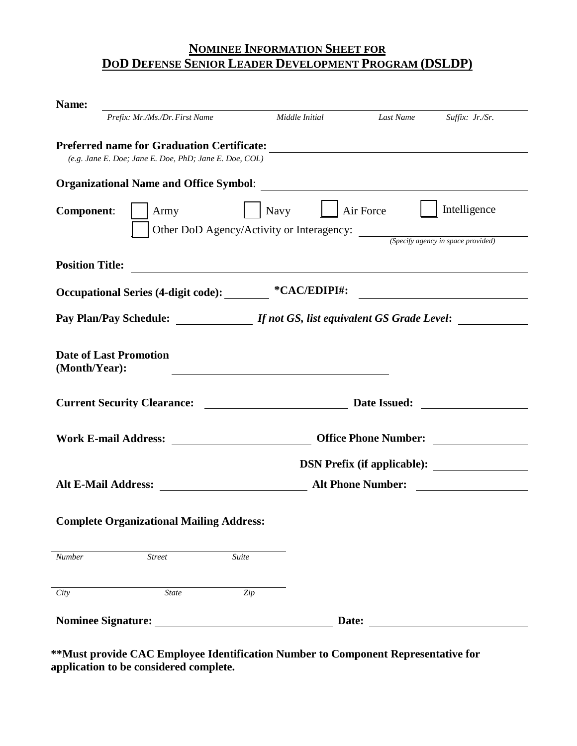## NOMINEE INFORMATION SHEET FOR DOD DEFENSE SENIOR LEADER DEVELOPMENT PROGRAM (DSLDP)

**Name:** ______________________________________________

*Prefix: Mr./Ms./Dr. First Name* *Middle Initial* *Last Name* *Suffix: Jr./Sr.*

**Preferred name for Graduation Certificate:** ______________________________

*(e.g. Jane E. Doe; Jane E. Doe, PhD; Jane E. Doe, COL)*

**Organizational Name and Office Symbol**: ______________________________

**Component**: ☐ Army ☐ Navy ☐ Air Force ☐ Intelligence

☐ Other DoD Agency/Activity or Interagency: ______________________________

*(Specify agency in space provided)*

**Position Title:** ______________________________

**Occupational Series (4-digit code):** __________ **\*CAC/EDIPI#:** ______________________________

**Pay Plan/Pay Schedule:** __________ ***If not GS, list equivalent GS Grade Level*:** __________

**Date of Last Promotion (Month/Year):** ______________________________

**Current Security Clearance:** ______________________________ **Date Issued:** __________

**Work E-mail Address:** ______________________________ **Office Phone Number:** __________

**DSN Prefix (if applicable):** __________

**Alt E-Mail Address:** ______________________________ **Alt Phone Number:** __________

**Complete Organizational Mailing Address:**

______________________________

*Number* *Street* *Suite*

______________________________

*City* *State* *Zip*

**Nominee Signature:** ______________________________ **Date:** __________

**\*\*Must provide CAC Employee Identification Number to Component Representative for application to be considered complete.**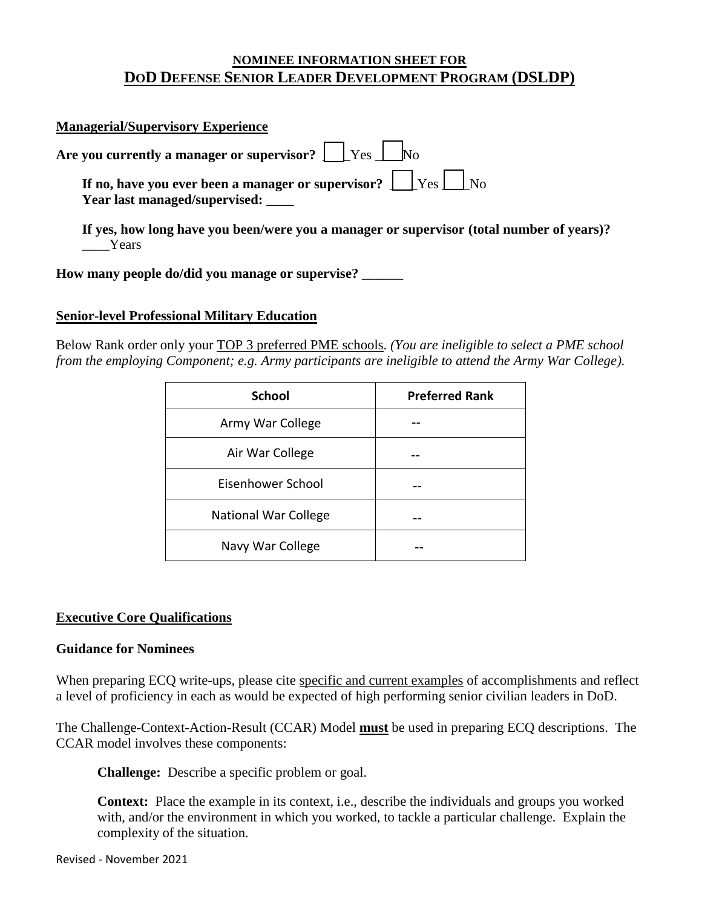## NOMINEE INFORMATION SHEET FOR
## DoD DEFENSE SENIOR LEADER DEVELOPMENT PROGRAM (DSLDP)

**Managerial/Supervisory Experience**

**Are you currently a manager or supervisor?** ☐ Yes ☐ No

**If no, have you ever been a manager or supervisor?** ☐ Yes ☐ No
**Year last managed/supervised:** ____

**If yes, how long have you been/were you a manager or supervisor (total number of years)?**
____Years

**How many people do/did you manage or supervise?** ______

**Senior-level Professional Military Education**

Below Rank order only your TOP 3 preferred PME schools. *(You are ineligible to select a PME school from the employing Component; e.g. Army participants are ineligible to attend the Army War College).*

| School | Preferred Rank |
|---|---|
| Army War College | -- |
| Air War College | -- |
| Eisenhower School | -- |
| National War College | -- |
| Navy War College | -- |

**Executive Core Qualifications**

**Guidance for Nominees**

When preparing ECQ write-ups, please cite specific and current examples of accomplishments and reflect a level of proficiency in each as would be expected of high performing senior civilian leaders in DoD.

The Challenge-Context-Action-Result (CCAR) Model **must** be used in preparing ECQ descriptions. The CCAR model involves these components:

**Challenge:** Describe a specific problem or goal.

**Context:** Place the example in its context, i.e., describe the individuals and groups you worked with, and/or the environment in which you worked, to tackle a particular challenge. Explain the complexity of the situation.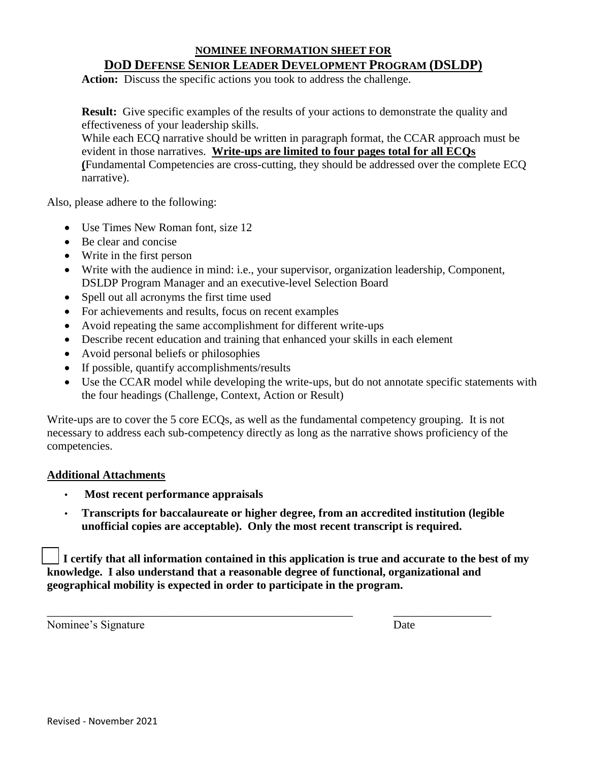**NOMINEE INFORMATION SHEET FOR**

## DoD DEFENSE SENIOR LEADER DEVELOPMENT PROGRAM (DSLDP)

**Action:** Discuss the specific actions you took to address the challenge.

**Result:** Give specific examples of the results of your actions to demonstrate the quality and effectiveness of your leadership skills.
While each ECQ narrative should be written in paragraph format, the CCAR approach must be evident in those narratives. **Write-ups are limited to four pages total for all ECQs (**Fundamental Competencies are cross-cutting, they should be addressed over the complete ECQ narrative).

Also, please adhere to the following:

- Use Times New Roman font, size 12
- Be clear and concise
- Write in the first person
- Write with the audience in mind: i.e., your supervisor, organization leadership, Component, DSLDP Program Manager and an executive-level Selection Board
- Spell out all acronyms the first time used
- For achievements and results, focus on recent examples
- Avoid repeating the same accomplishment for different write-ups
- Describe recent education and training that enhanced your skills in each element
- Avoid personal beliefs or philosophies
- If possible, quantify accomplishments/results
- Use the CCAR model while developing the write-ups, but do not annotate specific statements with the four headings (Challenge, Context, Action or Result)

Write-ups are to cover the 5 core ECQs, as well as the fundamental competency grouping. It is not necessary to address each sub-competency directly as long as the narrative shows proficiency of the competencies.

**Additional Attachments**

- **Most recent performance appraisals**
- **Transcripts for baccalaureate or higher degree, from an accredited institution (legible unofficial copies are acceptable). Only the most recent transcript is required.**

☐ **I certify that all information contained in this application is true and accurate to the best of my knowledge. I also understand that a reasonable degree of functional, organizational and geographical mobility is expected in order to participate in the program.**

_______________________________________________ _______________

Nominee's Signature Date

Revised - November 2021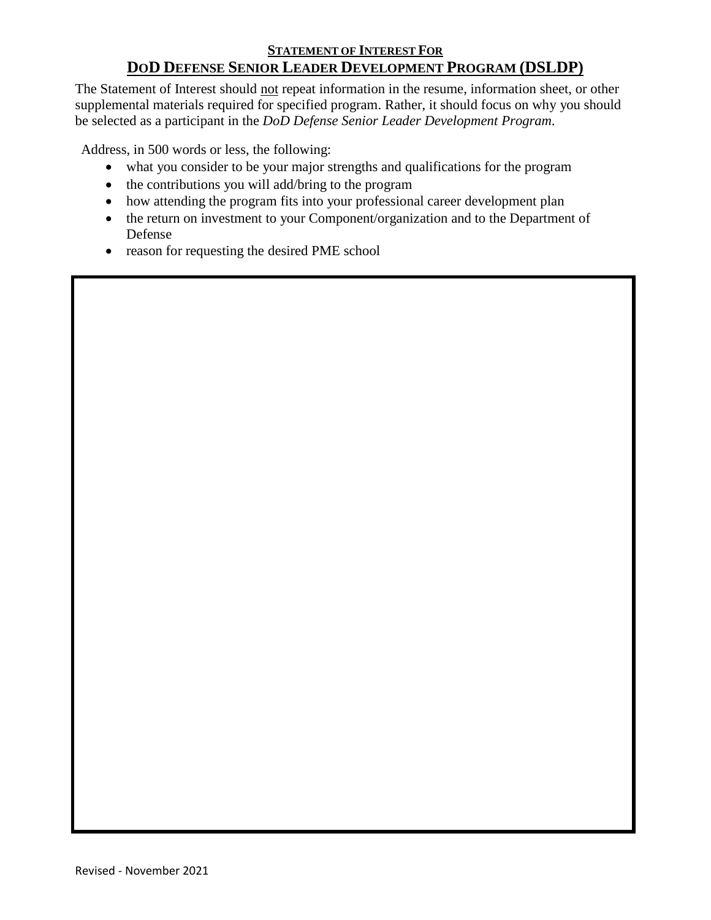# STATEMENT OF INTEREST FOR

## DOD DEFENSE SENIOR LEADER DEVELOPMENT PROGRAM (DSLDP)

The Statement of Interest should <u>not</u> repeat information in the resume, information sheet, or other supplemental materials required for specified program. Rather, it should focus on why you should be selected as a participant in the *DoD Defense Senior Leader Development Program*.

Address, in 500 words or less, the following:

- what you consider to be your major strengths and qualifications for the program
- the contributions you will add/bring to the program
- how attending the program fits into your professional career development plan
- the return on investment to your Component/organization and to the Department of Defense
- reason for requesting the desired PME school

Revised - November 2021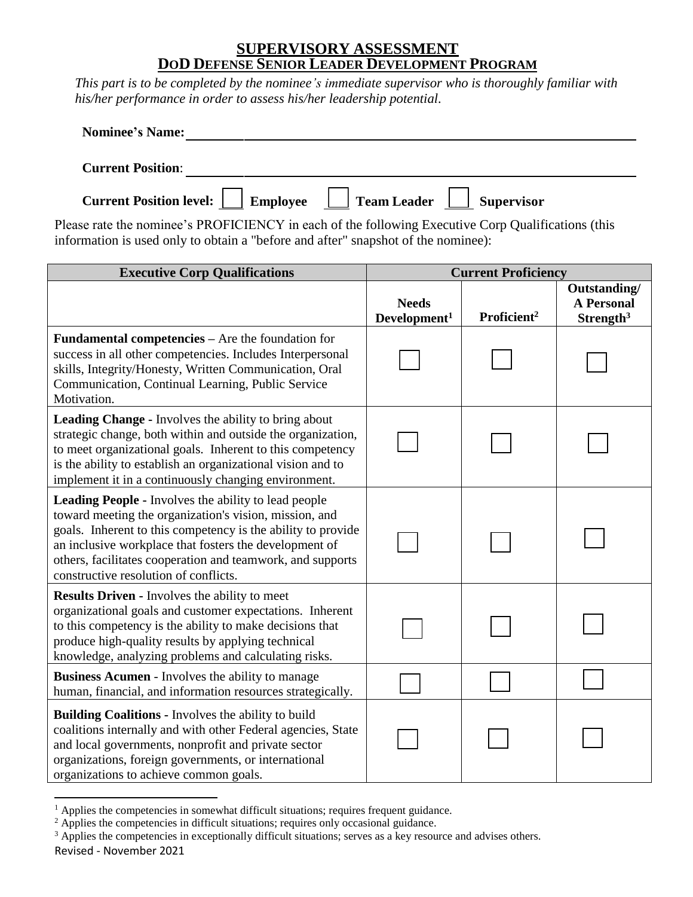# SUPERVISORY ASSESSMENT

## DoD Defense Senior Leader Development Program

*This part is to be completed by the nominee's immediate supervisor who is thoroughly familiar with his/her performance in order to assess his/her leadership potential.*

**Nominee's Name:** ______________________________________________

**Current Position**: ______________________________________________

**Current Position level:** ☐ **Employee** ☐ **Team Leader** ☐ **Supervisor**

Please rate the nominee's PROFICIENCY in each of the following Executive Corp Qualifications (this information is used only to obtain a "before and after" snapshot of the nominee):

| Executive Corp Qualifications | Current Proficiency | | |
|---|---|---|---|
| | Needs Development[1] | Proficient[2] | Outstanding/ A Personal Strength[3] |
| **Fundamental competencies** – Are the foundation for success in all other competencies. Includes Interpersonal skills, Integrity/Honesty, Written Communication, Oral Communication, Continual Learning, Public Service Motivation. | ☐ | ☐ | ☐ |
| **Leading Change** - Involves the ability to bring about strategic change, both within and outside the organization, to meet organizational goals. Inherent to this competency is the ability to establish an organizational vision and to implement it in a continuously changing environment. | ☐ | ☐ | ☐ |
| **Leading People** - Involves the ability to lead people toward meeting the organization's vision, mission, and goals. Inherent to this competency is the ability to provide an inclusive workplace that fosters the development of others, facilitates cooperation and teamwork, and supports constructive resolution of conflicts. | ☐ | ☐ | ☐ |
| **Results Driven** - Involves the ability to meet organizational goals and customer expectations. Inherent to this competency is the ability to make decisions that produce high-quality results by applying technical knowledge, analyzing problems and calculating risks. | ☐ | ☐ | ☐ |
| **Business Acumen** - Involves the ability to manage human, financial, and information resources strategically. | ☐ | ☐ | ☐ |
| **Building Coalitions** - Involves the ability to build coalitions internally and with other Federal agencies, State and local governments, nonprofit and private sector organizations, foreign governments, or international organizations to achieve common goals. | ☐ | ☐ | ☐ |

[1] Applies the competencies in somewhat difficult situations; requires frequent guidance.

[2] Applies the competencies in difficult situations; requires only occasional guidance.

[3] Applies the competencies in exceptionally difficult situations; serves as a key resource and advises others.

Revised - November 2021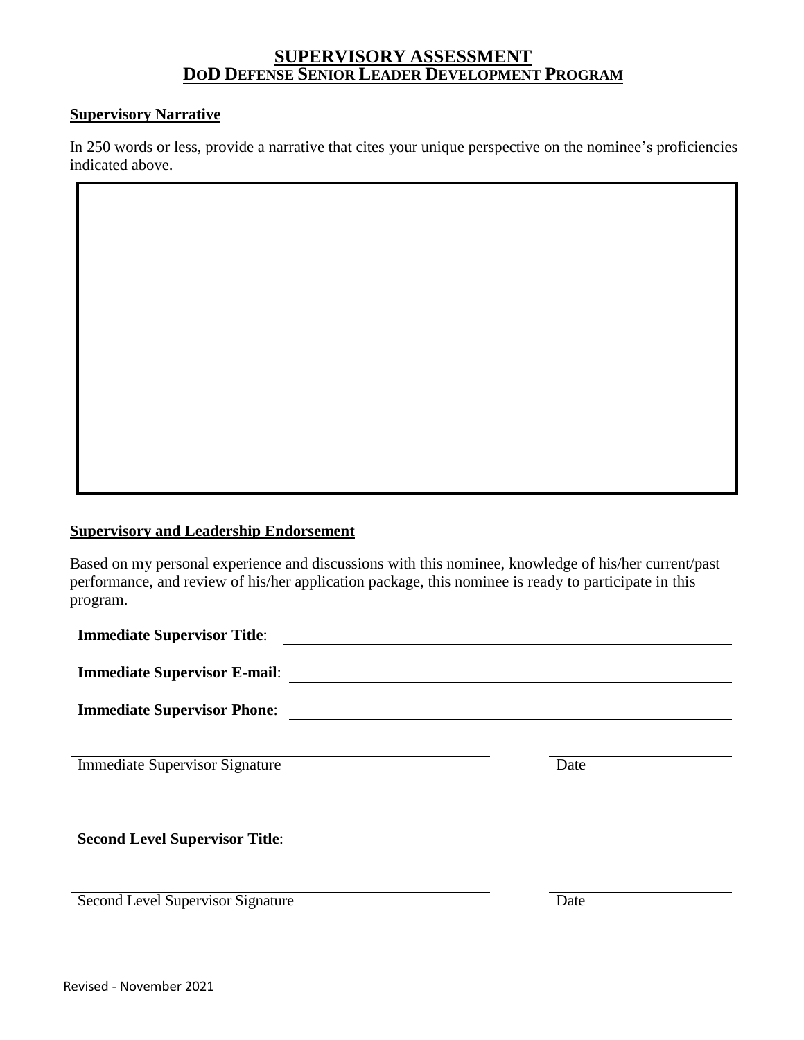# SUPERVISORY ASSESSMENT
## DoD Defense Senior Leader Development Program

**Supervisory Narrative**

In 250 words or less, provide a narrative that cites your unique perspective on the nominee's proficiencies indicated above.

**Supervisory and Leadership Endorsement**

Based on my personal experience and discussions with this nominee, knowledge of his/her current/past performance, and review of his/her application package, this nominee is ready to participate in this program.

**Immediate Supervisor Title**: ______________________________

**Immediate Supervisor E-mail**: ______________________________

**Immediate Supervisor Phone**: ______________________________

______________________________ ______________
Immediate Supervisor Signature Date

**Second Level Supervisor Title**: ______________________________

______________________________ ______________
Second Level Supervisor Signature Date

Revised - November 2021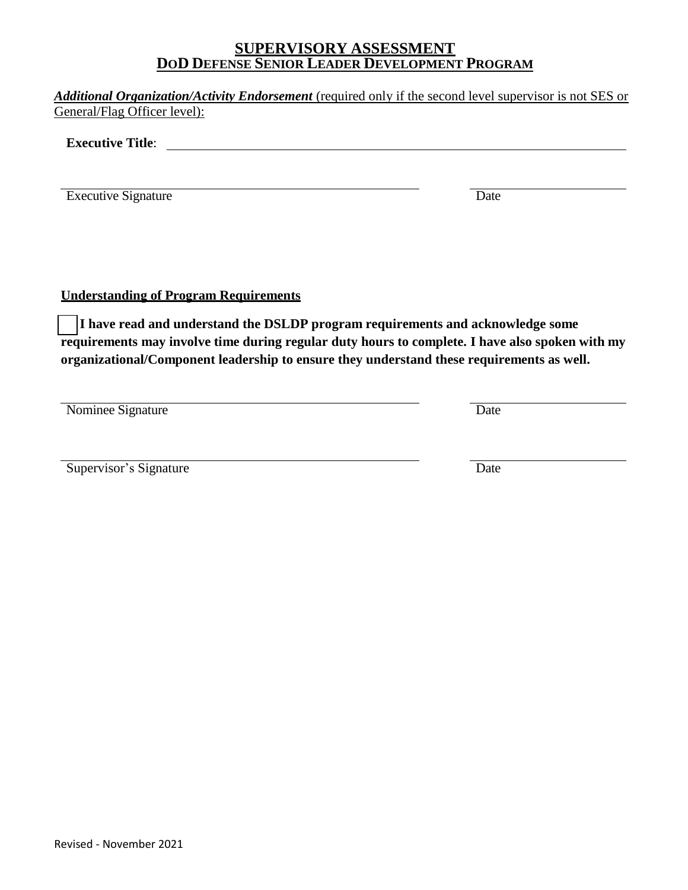# SUPERVISORY ASSESSMENT
## DOD DEFENSE SENIOR LEADER DEVELOPMENT PROGRAM

***Additional Organization/Activity Endorsement*** (required only if the second level supervisor is not SES or General/Flag Officer level):

**Executive Title**: ______________________________________________

______________________________________________ ____________________

Executive Signature Date

**Understanding of Program Requirements**

☐ **I have read and understand the DSLDP program requirements and acknowledge some requirements may involve time during regular duty hours to complete. I have also spoken with my organizational/Component leadership to ensure they understand these requirements as well.**

______________________________________________ ____________________

Nominee Signature Date

______________________________________________ ____________________

Supervisor's Signature Date

Revised - November 2021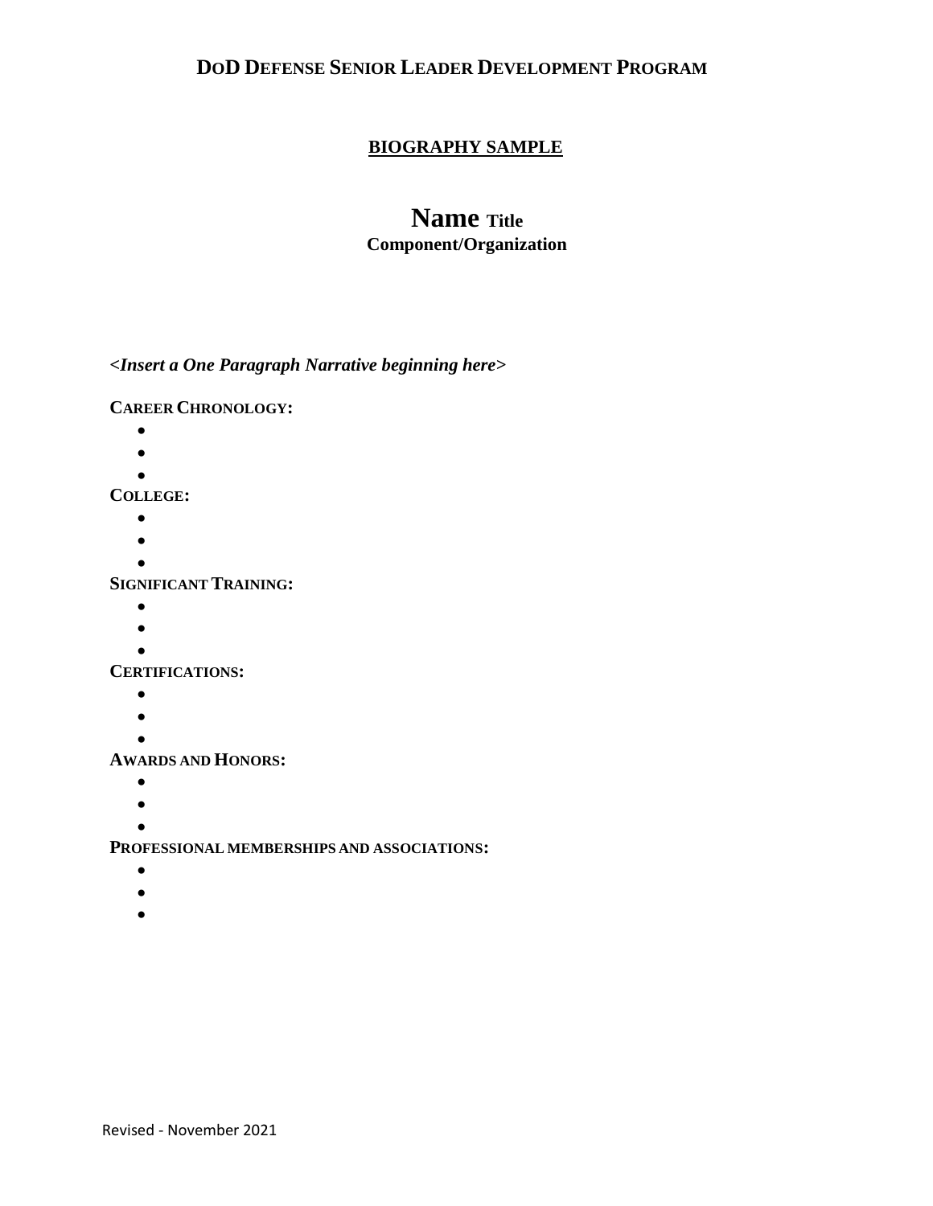# DoD Defense Senior Leader Development Program

## BIOGRAPHY SAMPLE

**Name Title**
**Component/Organization**

*<Insert a One Paragraph Narrative beginning here>*

**CAREER CHRONOLOGY:**

- 
- 
- 

**COLLEGE:**

- 
- 
- 

**SIGNIFICANT TRAINING:**

- 
- 
- 

**CERTIFICATIONS:**

- 
- 
- 

**AWARDS AND HONORS:**

- 
- 
- 

**PROFESSIONAL MEMBERSHIPS AND ASSOCIATIONS:**

- 
- 
- 

Revised - November 2021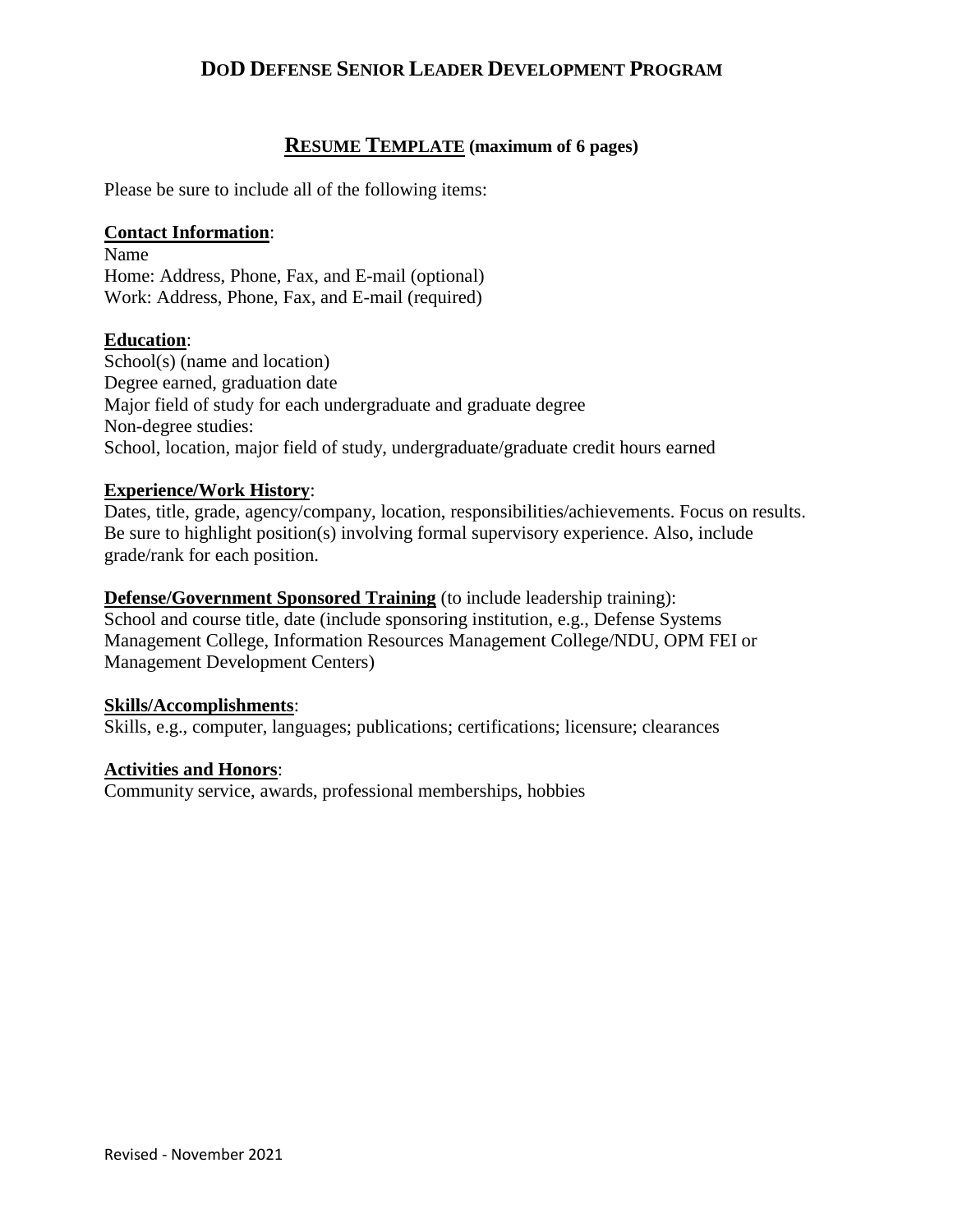# DoD Defense Senior Leader Development Program

## Resume Template (maximum of 6 pages)

Please be sure to include all of the following items:

**Contact Information**:
Name
Home: Address, Phone, Fax, and E-mail (optional)
Work: Address, Phone, Fax, and E-mail (required)

**Education**:
School(s) (name and location)
Degree earned, graduation date
Major field of study for each undergraduate and graduate degree
Non-degree studies:
School, location, major field of study, undergraduate/graduate credit hours earned

**Experience/Work History**:
Dates, title, grade, agency/company, location, responsibilities/achievements. Focus on results. Be sure to highlight position(s) involving formal supervisory experience. Also, include grade/rank for each position.

**Defense/Government Sponsored Training** (to include leadership training):
School and course title, date (include sponsoring institution, e.g., Defense Systems Management College, Information Resources Management College/NDU, OPM FEI or Management Development Centers)

**Skills/Accomplishments**:
Skills, e.g., computer, languages; publications; certifications; licensure; clearances

**Activities and Honors**:
Community service, awards, professional memberships, hobbies

Revised - November 2021